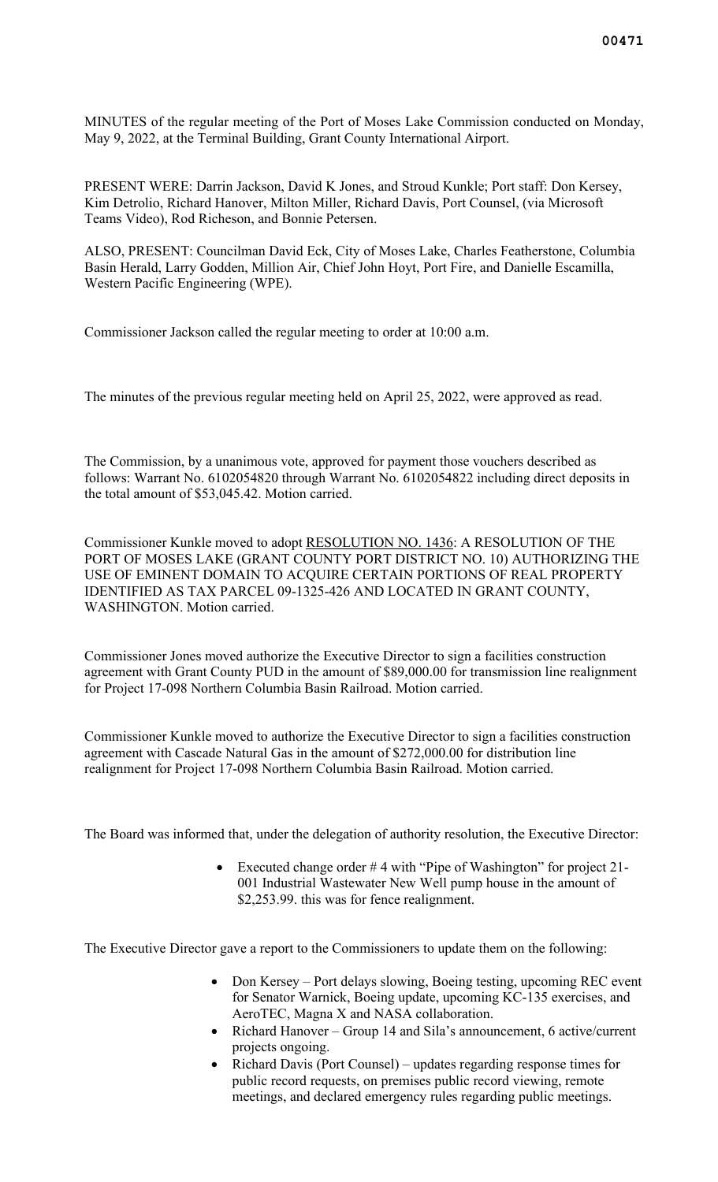MINUTES of the regular meeting of the Port of Moses Lake Commission conducted on Monday, May 9, 2022, at the Terminal Building, Grant County International Airport.

PRESENT WERE: Darrin Jackson, David K Jones, and Stroud Kunkle; Port staff: Don Kersey, Kim Detrolio, Richard Hanover, Milton Miller, Richard Davis, Port Counsel, (via Microsoft Teams Video), Rod Richeson, and Bonnie Petersen.

ALSO, PRESENT: Councilman David Eck, City of Moses Lake, Charles Featherstone, Columbia Basin Herald, Larry Godden, Million Air, Chief John Hoyt, Port Fire, and Danielle Escamilla, Western Pacific Engineering (WPE).

Commissioner Jackson called the regular meeting to order at 10:00 a.m.

The minutes of the previous regular meeting held on April 25, 2022, were approved as read.

The Commission, by a unanimous vote, approved for payment those vouchers described as follows: Warrant No. 6102054820 through Warrant No. 6102054822 including direct deposits in the total amount of $53,045.42. Motion carried.

Commissioner Kunkle moved to adopt RESOLUTION NO. 1436: A RESOLUTION OF THE PORT OF MOSES LAKE (GRANT COUNTY PORT DISTRICT NO. 10) AUTHORIZING THE USE OF EMINENT DOMAIN TO ACQUIRE CERTAIN PORTIONS OF REAL PROPERTY IDENTIFIED AS TAX PARCEL 09-1325-426 AND LOCATED IN GRANT COUNTY, WASHINGTON. Motion carried.

Commissioner Jones moved authorize the Executive Director to sign a facilities construction agreement with Grant County PUD in the amount of $89,000.00 for transmission line realignment for Project 17-098 Northern Columbia Basin Railroad. Motion carried.

Commissioner Kunkle moved to authorize the Executive Director to sign a facilities construction agreement with Cascade Natural Gas in the amount of $272,000.00 for distribution line realignment for Project 17-098 Northern Columbia Basin Railroad. Motion carried.

The Board was informed that, under the delegation of authority resolution, the Executive Director:

- Executed change order # 4 with "Pipe of Washington" for project 21-001 Industrial Wastewater New Well pump house in the amount of $2,253.99. this was for fence realignment.

The Executive Director gave a report to the Commissioners to update them on the following:

- Don Kersey – Port delays slowing, Boeing testing, upcoming REC event for Senator Warnick, Boeing update, upcoming KC-135 exercises, and AeroTEC, Magna X and NASA collaboration.
- Richard Hanover – Group 14 and Sila's announcement, 6 active/current projects ongoing.
- Richard Davis (Port Counsel) – updates regarding response times for public record requests, on premises public record viewing, remote meetings, and declared emergency rules regarding public meetings.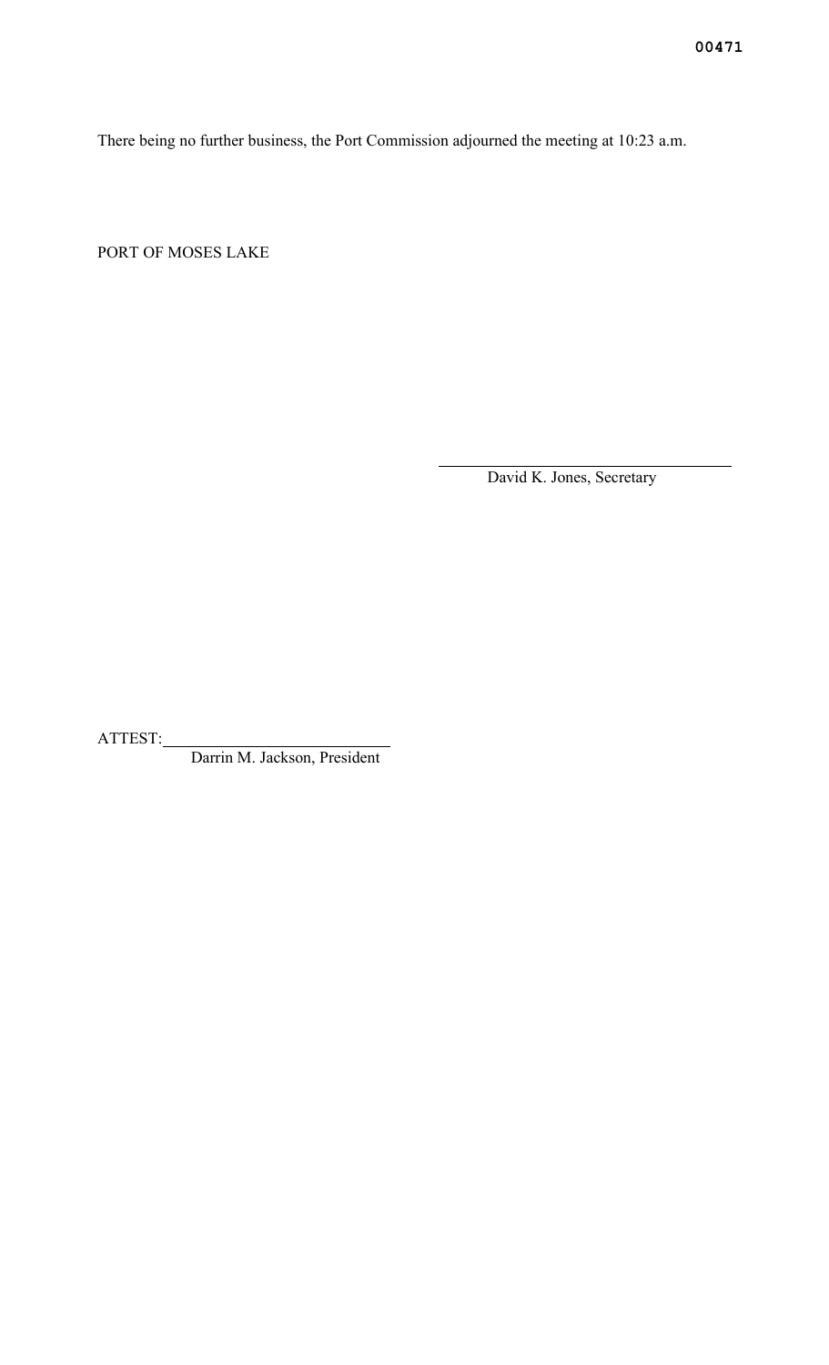There being no further business, the Port Commission adjourned the meeting at 10:23 a.m.

PORT OF MOSES LAKE

\_\_\_\_\_\_\_\_\_\_\_\_\_\_\_\_\_\_\_\_\_\_\_\_\_\_\_\_\_\_
David K. Jones, Secretary

ATTEST:\_\_\_\_\_\_\_\_\_\_\_\_\_\_\_\_\_\_\_\_\_\_\_\_\_\_\_\_
Darrin M. Jackson, President